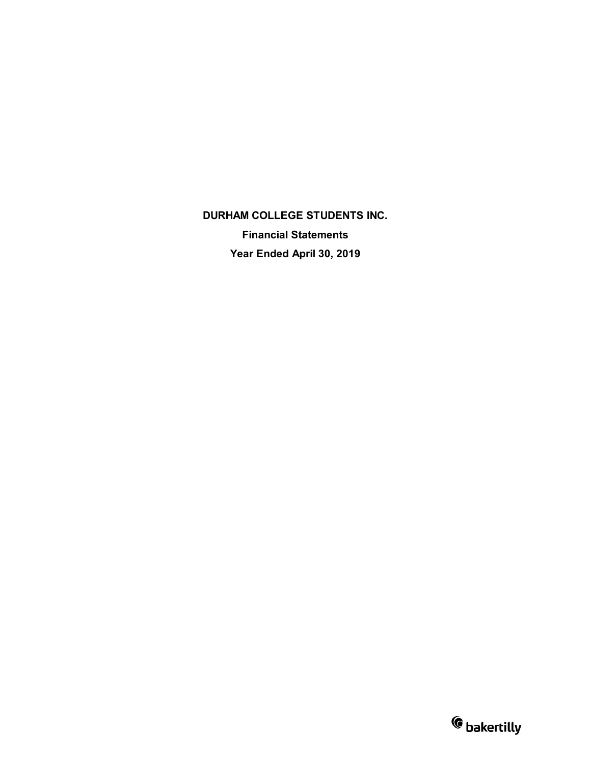**DURHAM COLLEGE STUDENTS INC.**

**Financial Statements**

**Year Ended April 30, 2019**

bakertilly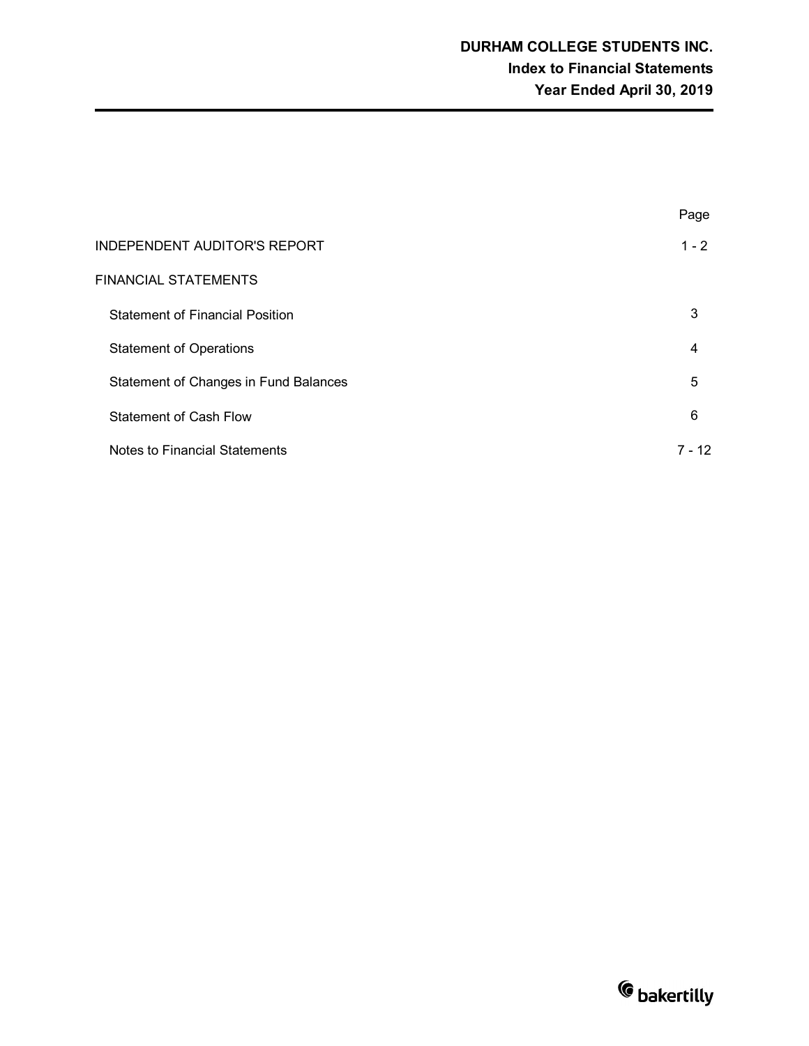# DURHAM COLLEGE STUDENTS INC.
## Index to Financial Statements
## Year Ended April 30, 2019

| | Page |
|---|---|
| INDEPENDENT AUDITOR'S REPORT | 1 - 2 |
| FINANCIAL STATEMENTS | |
| Statement of Financial Position | 3 |
| Statement of Operations | 4 |
| Statement of Changes in Fund Balances | 5 |
| Statement of Cash Flow | 6 |
| Notes to Financial Statements | 7 - 12 |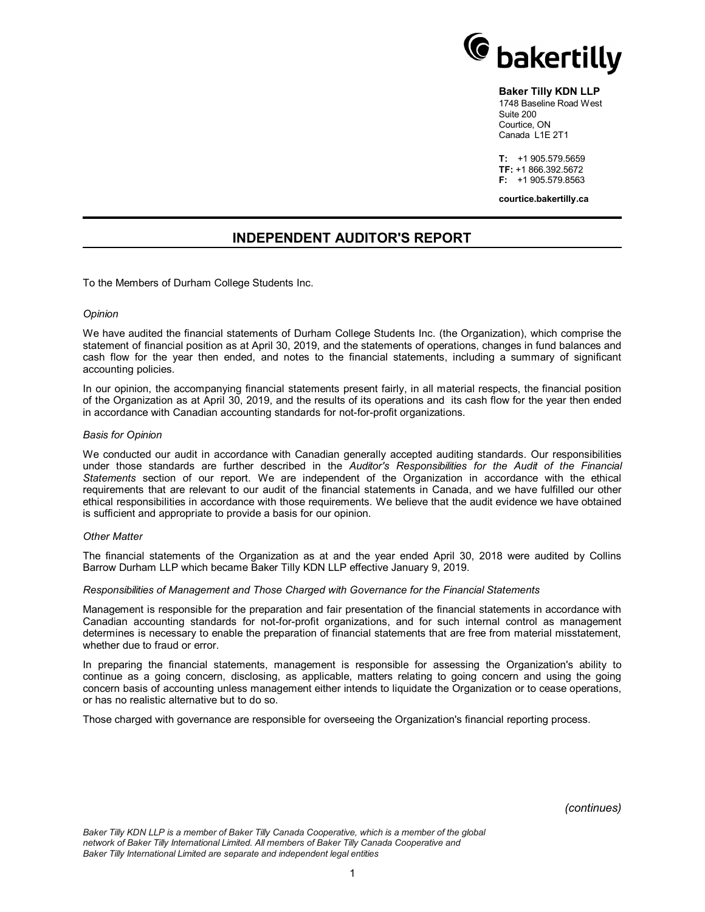**Baker Tilly KDN LLP**
1748 Baseline Road West
Suite 200
Courtice, ON
Canada L1E 2T1

**T:** +1 905.579.5659
**TF:** +1 866.392.5672
**F:** +1 905.579.8563

**courtice.bakertilly.ca**

# INDEPENDENT AUDITOR'S REPORT

To the Members of Durham College Students Inc.

*Opinion*

We have audited the financial statements of Durham College Students Inc. (the Organization), which comprise the statement of financial position as at April 30, 2019, and the statements of operations, changes in fund balances and cash flow for the year then ended, and notes to the financial statements, including a summary of significant accounting policies.

In our opinion, the accompanying financial statements present fairly, in all material respects, the financial position of the Organization as at April 30, 2019, and the results of its operations and its cash flow for the year then ended in accordance with Canadian accounting standards for not-for-profit organizations.

*Basis for Opinion*

We conducted our audit in accordance with Canadian generally accepted auditing standards. Our responsibilities under those standards are further described in the *Auditor's Responsibilities for the Audit of the Financial Statements* section of our report. We are independent of the Organization in accordance with the ethical requirements that are relevant to our audit of the financial statements in Canada, and we have fulfilled our other ethical responsibilities in accordance with those requirements. We believe that the audit evidence we have obtained is sufficient and appropriate to provide a basis for our opinion.

*Other Matter*

The financial statements of the Organization as at and the year ended April 30, 2018 were audited by Collins Barrow Durham LLP which became Baker Tilly KDN LLP effective January 9, 2019.

*Responsibilities of Management and Those Charged with Governance for the Financial Statements*

Management is responsible for the preparation and fair presentation of the financial statements in accordance with Canadian accounting standards for not-for-profit organizations, and for such internal control as management determines is necessary to enable the preparation of financial statements that are free from material misstatement, whether due to fraud or error.

In preparing the financial statements, management is responsible for assessing the Organization's ability to continue as a going concern, disclosing, as applicable, matters relating to going concern and using the going concern basis of accounting unless management either intends to liquidate the Organization or to cease operations, or has no realistic alternative but to do so.

Those charged with governance are responsible for overseeing the Organization's financial reporting process.

*(continues)*

*Baker Tilly KDN LLP is a member of Baker Tilly Canada Cooperative, which is a member of the global network of Baker Tilly International Limited. All members of Baker Tilly Canada Cooperative and Baker Tilly International Limited are separate and independent legal entities*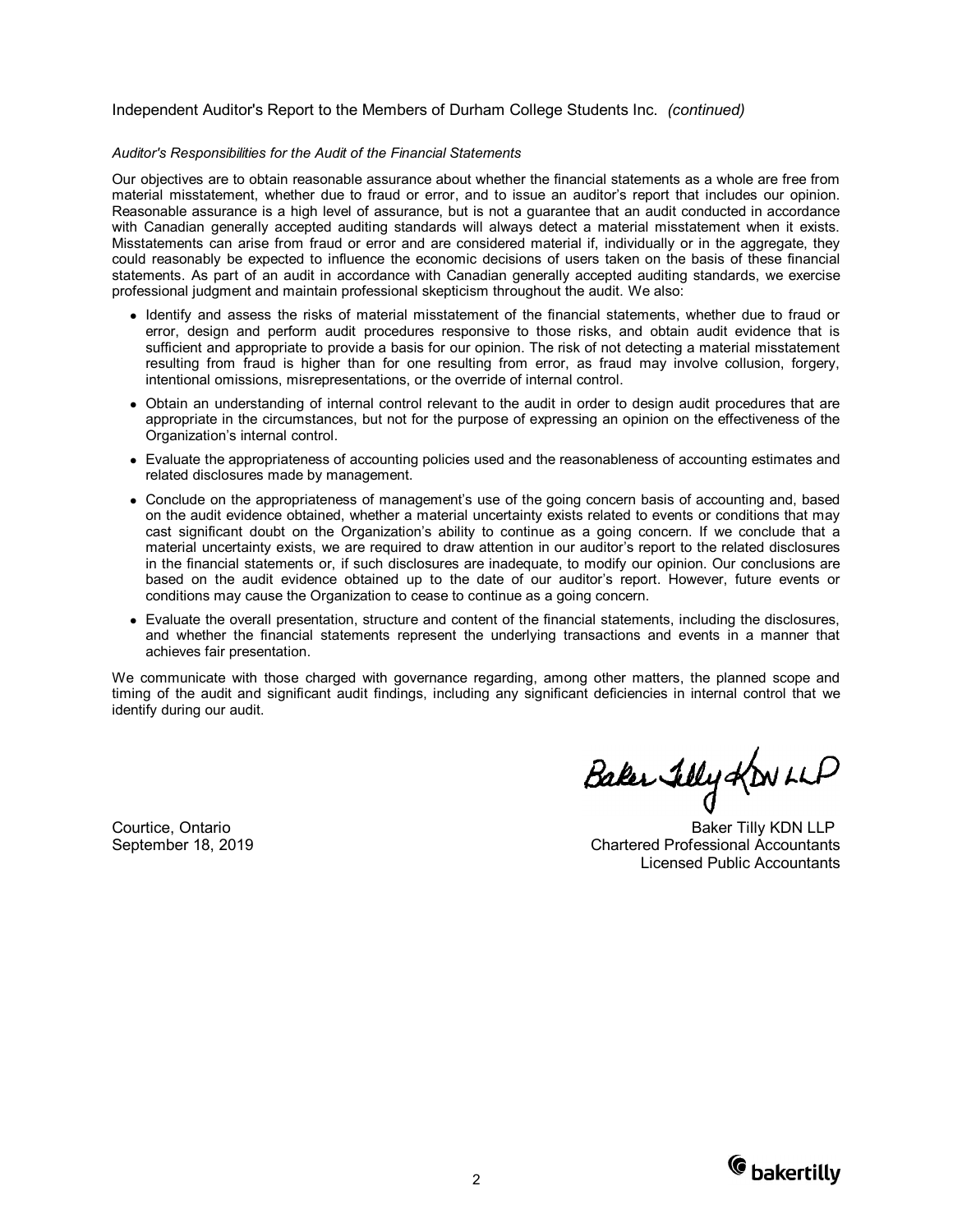Independent Auditor's Report to the Members of Durham College Students Inc. *(continued)*

*Auditor's Responsibilities for the Audit of the Financial Statements*

Our objectives are to obtain reasonable assurance about whether the financial statements as a whole are free from material misstatement, whether due to fraud or error, and to issue an auditor's report that includes our opinion. Reasonable assurance is a high level of assurance, but is not a guarantee that an audit conducted in accordance with Canadian generally accepted auditing standards will always detect a material misstatement when it exists. Misstatements can arise from fraud or error and are considered material if, individually or in the aggregate, they could reasonably be expected to influence the economic decisions of users taken on the basis of these financial statements. As part of an audit in accordance with Canadian generally accepted auditing standards, we exercise professional judgment and maintain professional skepticism throughout the audit. We also:

- Identify and assess the risks of material misstatement of the financial statements, whether due to fraud or error, design and perform audit procedures responsive to those risks, and obtain audit evidence that is sufficient and appropriate to provide a basis for our opinion. The risk of not detecting a material misstatement resulting from fraud is higher than for one resulting from error, as fraud may involve collusion, forgery, intentional omissions, misrepresentations, or the override of internal control.
- Obtain an understanding of internal control relevant to the audit in order to design audit procedures that are appropriate in the circumstances, but not for the purpose of expressing an opinion on the effectiveness of the Organization's internal control.
- Evaluate the appropriateness of accounting policies used and the reasonableness of accounting estimates and related disclosures made by management.
- Conclude on the appropriateness of management's use of the going concern basis of accounting and, based on the audit evidence obtained, whether a material uncertainty exists related to events or conditions that may cast significant doubt on the Organization's ability to continue as a going concern. If we conclude that a material uncertainty exists, we are required to draw attention in our auditor's report to the related disclosures in the financial statements or, if such disclosures are inadequate, to modify our opinion. Our conclusions are based on the audit evidence obtained up to the date of our auditor's report. However, future events or conditions may cause the Organization to cease to continue as a going concern.
- Evaluate the overall presentation, structure and content of the financial statements, including the disclosures, and whether the financial statements represent the underlying transactions and events in a manner that achieves fair presentation.

We communicate with those charged with governance regarding, among other matters, the planned scope and timing of the audit and significant audit findings, including any significant deficiencies in internal control that we identify during our audit.

Baker Tilly KDN LLP

Courtice, Ontario
September 18, 2019

Baker Tilly KDN LLP
Chartered Professional Accountants
Licensed Public Accountants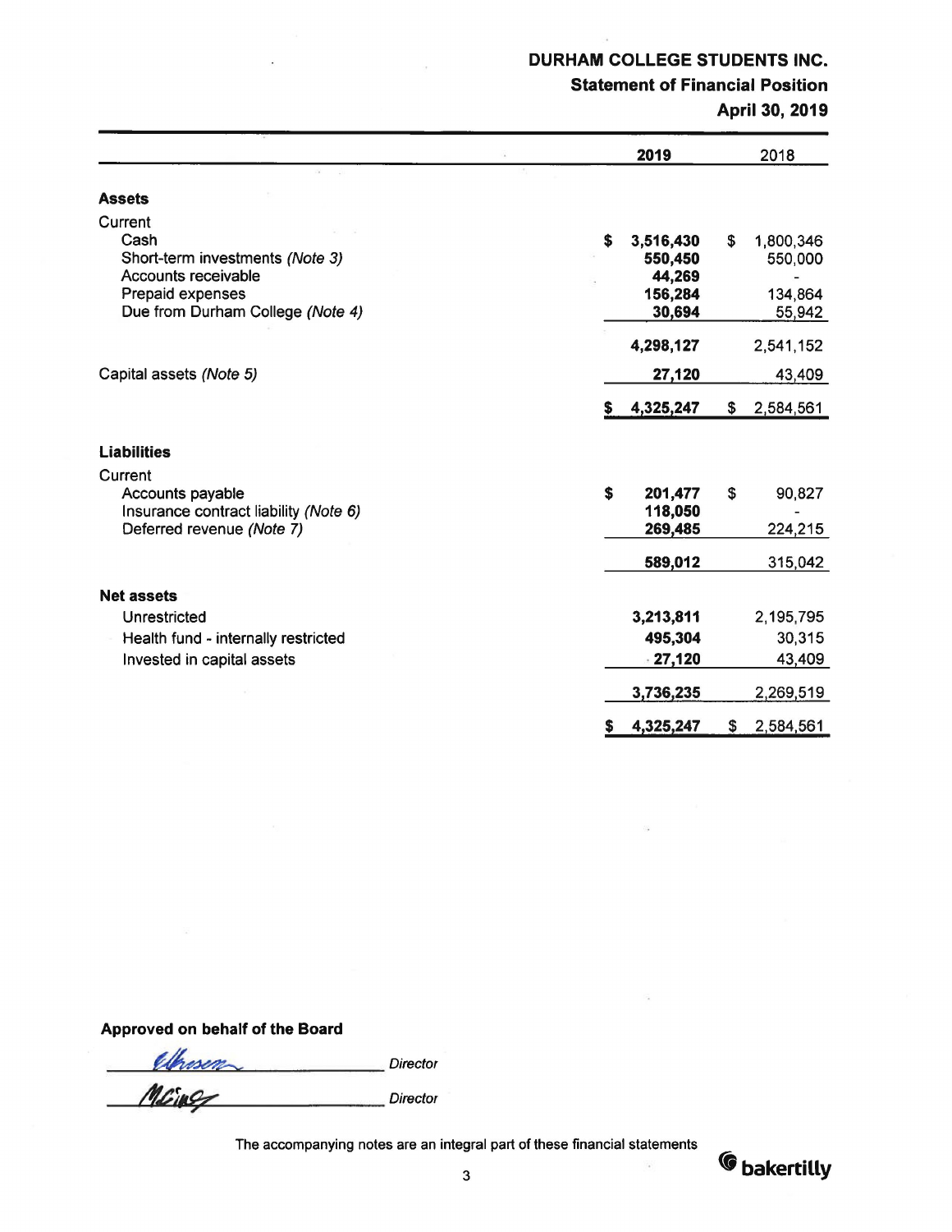# DURHAM COLLEGE STUDENTS INC.

## Statement of Financial Position

### April 30, 2019

| | 2019 | 2018 |
|---|---|---|
| **Assets** | | |
| Current | | |
| Cash | **$ 3,516,430** | $ 1,800,346 |
| Short-term investments *(Note 3)* | **550,450** | 550,000 |
| Accounts receivable | **44,269** | - |
| Prepaid expenses | **156,284** | 134,864 |
| Due from Durham College *(Note 4)* | **30,694** | 55,942 |
| | **4,298,127** | 2,541,152 |
| Capital assets *(Note 5)* | **27,120** | 43,409 |
| | **$ 4,325,247** | $ 2,584,561 |
| **Liabilities** | | |
| Current | | |
| Accounts payable | **$ 201,477** | $ 90,827 |
| Insurance contract liability *(Note 6)* | **118,050** | - |
| Deferred revenue *(Note 7)* | **269,485** | 224,215 |
| | **589,012** | 315,042 |
| **Net assets** | | |
| Unrestricted | **3,213,811** | 2,195,795 |
| Health fund - internally restricted | **495,304** | 30,315 |
| Invested in capital assets | **27,120** | 43,409 |
| | **3,736,235** | 2,269,519 |
| | **$ 4,325,247** | $ 2,584,561 |

**Approved on behalf of the Board**

_______________ Director

_______________ Director

The accompanying notes are an integral part of these financial statements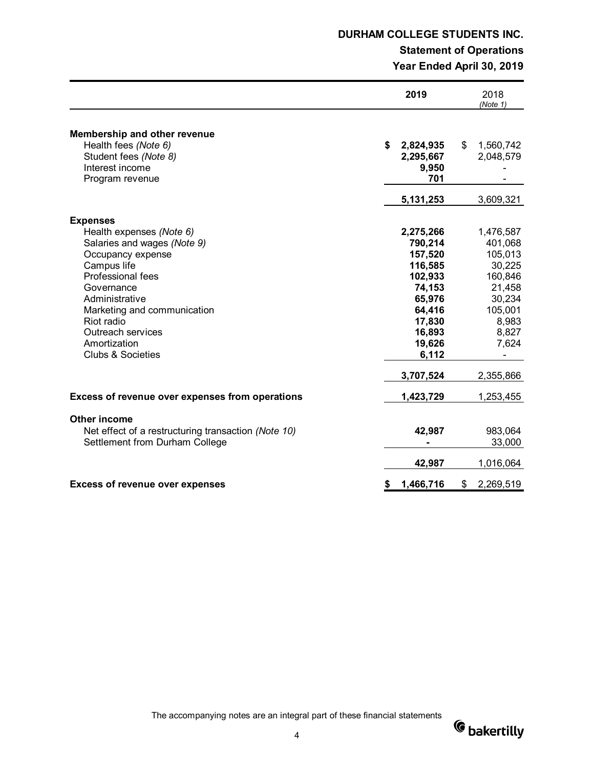# DURHAM COLLEGE STUDENTS INC.

## Statement of Operations

### Year Ended April 30, 2019

| | 2019 | 2018 *(Note 1)* |
|---|---|---|
| **Membership and other revenue** | | |
| Health fees *(Note 6)* | **$ 2,824,935** | $ 1,560,742 |
| Student fees *(Note 8)* | **2,295,667** | 2,048,579 |
| Interest income | **9,950** | - |
| Program revenue | **701** | - |
| | **5,131,253** | 3,609,321 |
| **Expenses** | | |
| Health expenses *(Note 6)* | **2,275,266** | 1,476,587 |
| Salaries and wages *(Note 9)* | **790,214** | 401,068 |
| Occupancy expense | **157,520** | 105,013 |
| Campus life | **116,585** | 30,225 |
| Professional fees | **102,933** | 160,846 |
| Governance | **74,153** | 21,458 |
| Administrative | **65,976** | 30,234 |
| Marketing and communication | **64,416** | 105,001 |
| Riot radio | **17,830** | 8,983 |
| Outreach services | **16,893** | 8,827 |
| Amortization | **19,626** | 7,624 |
| Clubs & Societies | **6,112** | - |
| | **3,707,524** | 2,355,866 |
| **Excess of revenue over expenses from operations** | **1,423,729** | 1,253,455 |
| **Other income** | | |
| Net effect of a restructuring transaction *(Note 10)* | **42,987** | 983,064 |
| Settlement from Durham College | **-** | 33,000 |
| | **42,987** | 1,016,064 |
| **Excess of revenue over expenses** | **$ 1,466,716** | $ 2,269,519 |

The accompanying notes are an integral part of these financial statements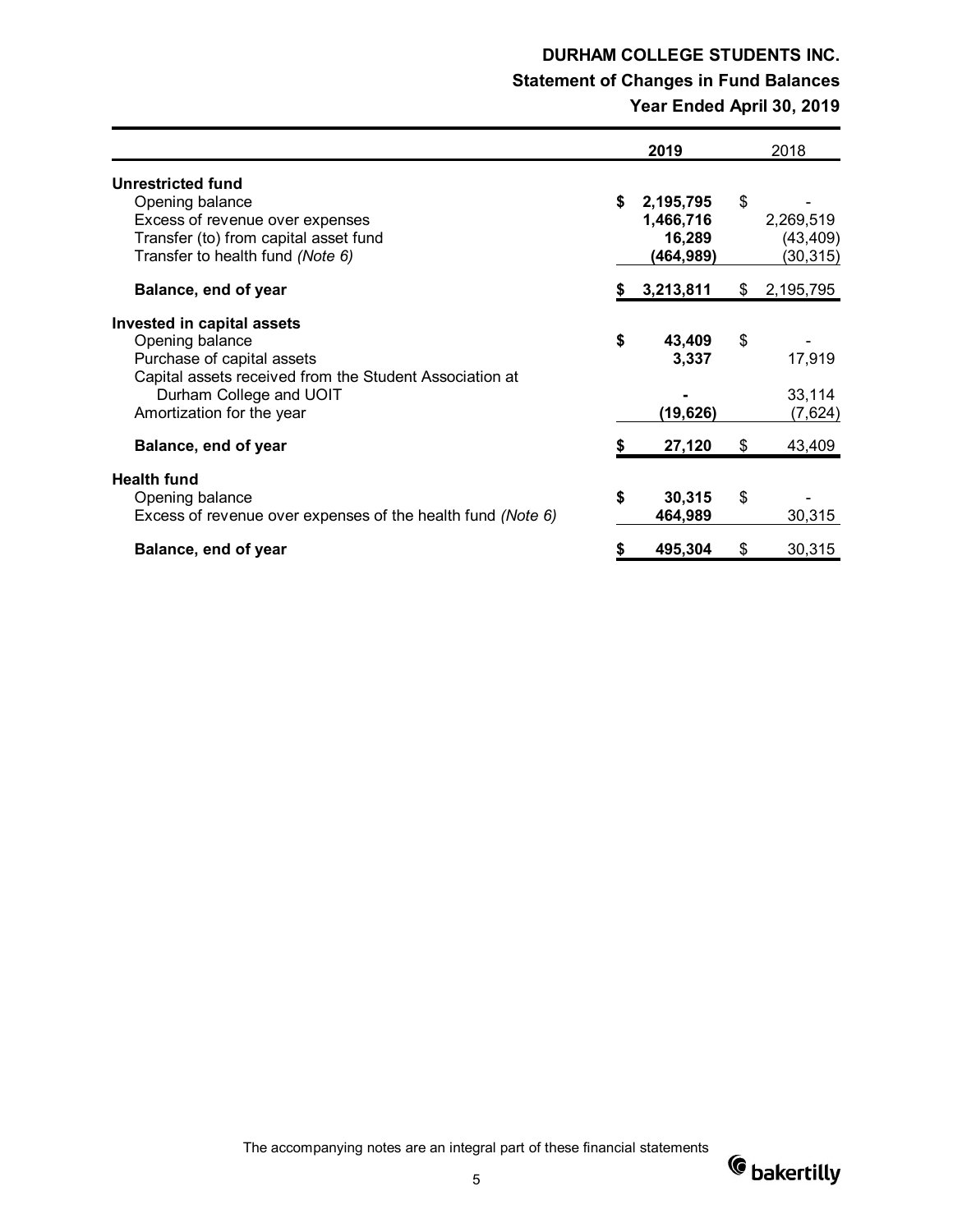# DURHAM COLLEGE STUDENTS INC.

## Statement of Changes in Fund Balances

### Year Ended April 30, 2019

| | 2019 | 2018 |
|---|---|---|
| **Unrestricted fund** | | |
| Opening balance | **$ 2,195,795** | $ - |
| Excess of revenue over expenses | **1,466,716** | 2,269,519 |
| Transfer (to) from capital asset fund | **16,289** | (43,409) |
| Transfer to health fund *(Note 6)* | **(464,989)** | (30,315) |
| **Balance, end of year** | **$ 3,213,811** | $ 2,195,795 |
| **Invested in capital assets** | | |
| Opening balance | **$ 43,409** | $ - |
| Purchase of capital assets | **3,337** | 17,919 |
| Capital assets received from the Student Association at Durham College and UOIT | **-** | 33,114 |
| Amortization for the year | **(19,626)** | (7,624) |
| **Balance, end of year** | **$ 27,120** | $ 43,409 |
| **Health fund** | | |
| Opening balance | **$ 30,315** | $ - |
| Excess of revenue over expenses of the health fund *(Note 6)* | **464,989** | 30,315 |
| **Balance, end of year** | **$ 495,304** | $ 30,315 |

The accompanying notes are an integral part of these financial statements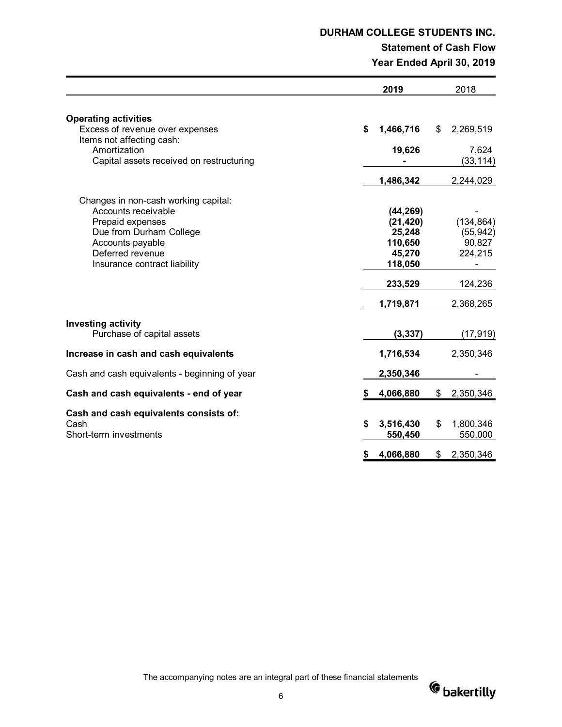# DURHAM COLLEGE STUDENTS INC.

## Statement of Cash Flow

### Year Ended April 30, 2019

| | 2019 | 2018 |
|---|---|---|
| **Operating activities** | | |
| Excess of revenue over expenses | **$ 1,466,716** | $ 2,269,519 |
| Items not affecting cash: | | |
| Amortization | **19,626** | 7,624 |
| Capital assets received on restructuring | **-** | (33,114) |
| | **1,486,342** | 2,244,029 |
| Changes in non-cash working capital: | | |
| Accounts receivable | **(44,269)** | - |
| Prepaid expenses | **(21,420)** | (134,864) |
| Due from Durham College | **25,248** | (55,942) |
| Accounts payable | **110,650** | 90,827 |
| Deferred revenue | **45,270** | 224,215 |
| Insurance contract liability | **118,050** | - |
| | **233,529** | 124,236 |
| | **1,719,871** | 2,368,265 |
| **Investing activity** | | |
| Purchase of capital assets | **(3,337)** | (17,919) |
| **Increase in cash and cash equivalents** | **1,716,534** | 2,350,346 |
| Cash and cash equivalents - beginning of year | **2,350,346** | - |
| **Cash and cash equivalents - end of year** | **$ 4,066,880** | $ 2,350,346 |
| **Cash and cash equivalents consists of:** | | |
| Cash | **$ 3,516,430** | $ 1,800,346 |
| Short-term investments | **550,450** | 550,000 |
| | **$ 4,066,880** | $ 2,350,346 |

The accompanying notes are an integral part of these financial statements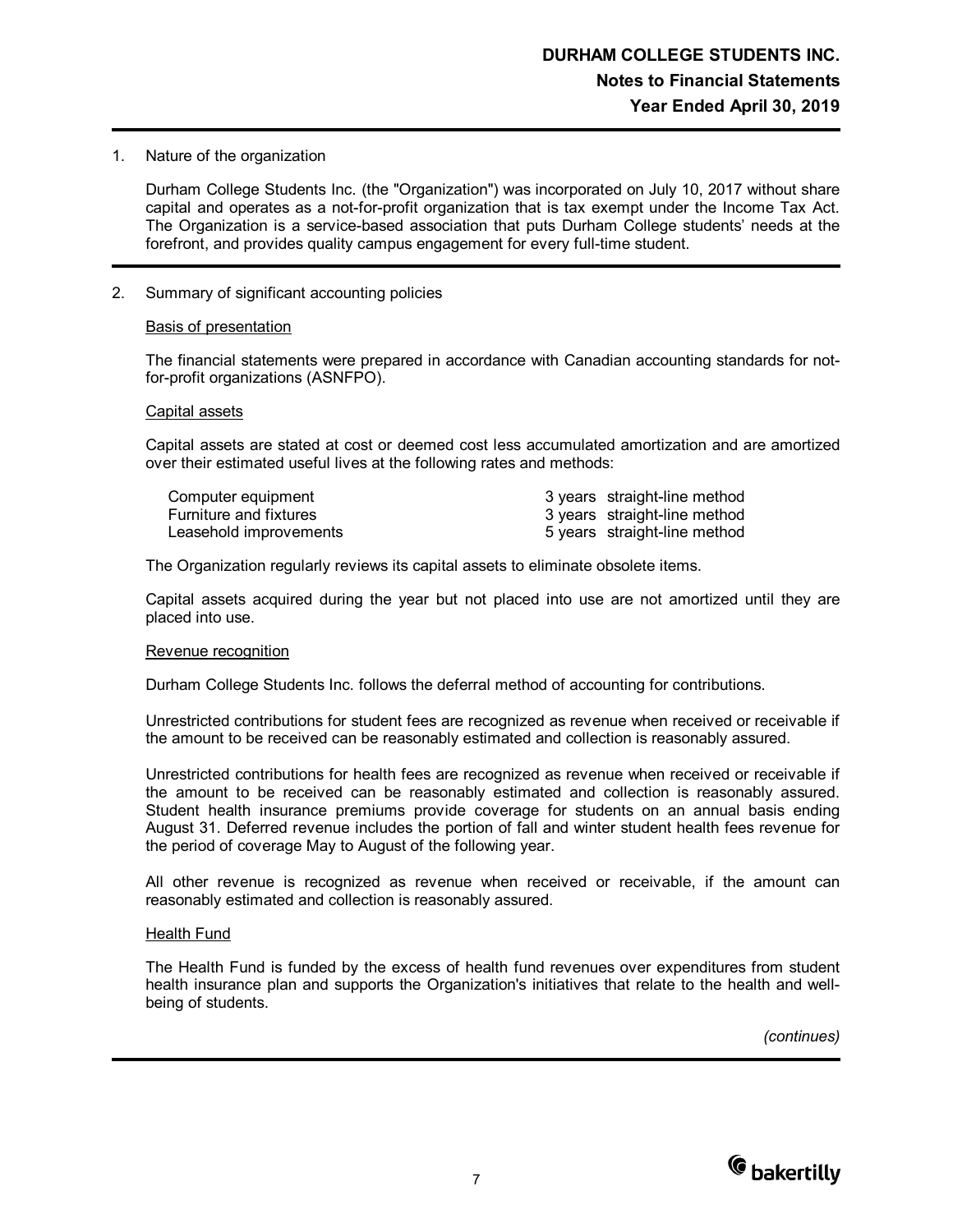1. Nature of the organization

   Durham College Students Inc. (the "Organization") was incorporated on July 10, 2017 without share capital and operates as a not-for-profit organization that is tax exempt under the Income Tax Act. The Organization is a service-based association that puts Durham College students' needs at the forefront, and provides quality campus engagement for every full-time student.

2. Summary of significant accounting policies

   Basis of presentation

   The financial statements were prepared in accordance with Canadian accounting standards for not-for-profit organizations (ASNFPO).

   Capital assets

   Capital assets are stated at cost or deemed cost less accumulated amortization and are amortized over their estimated useful lives at the following rates and methods:

| | | |
|---|---|---|
| Computer equipment | 3 years | straight-line method |
| Furniture and fixtures | 3 years | straight-line method |
| Leasehold improvements | 5 years | straight-line method |

   The Organization regularly reviews its capital assets to eliminate obsolete items.

   Capital assets acquired during the year but not placed into use are not amortized until they are placed into use.

   Revenue recognition

   Durham College Students Inc. follows the deferral method of accounting for contributions.

   Unrestricted contributions for student fees are recognized as revenue when received or receivable if the amount to be received can be reasonably estimated and collection is reasonably assured.

   Unrestricted contributions for health fees are recognized as revenue when received or receivable if the amount to be received can be reasonably estimated and collection is reasonably assured. Student health insurance premiums provide coverage for students on an annual basis ending August 31. Deferred revenue includes the portion of fall and winter student health fees revenue for the period of coverage May to August of the following year.

   All other revenue is recognized as revenue when received or receivable, if the amount can reasonably estimated and collection is reasonably assured.

   Health Fund

   The Health Fund is funded by the excess of health fund revenues over expenditures from student health insurance plan and supports the Organization's initiatives that relate to the health and well-being of students.

*(continues)*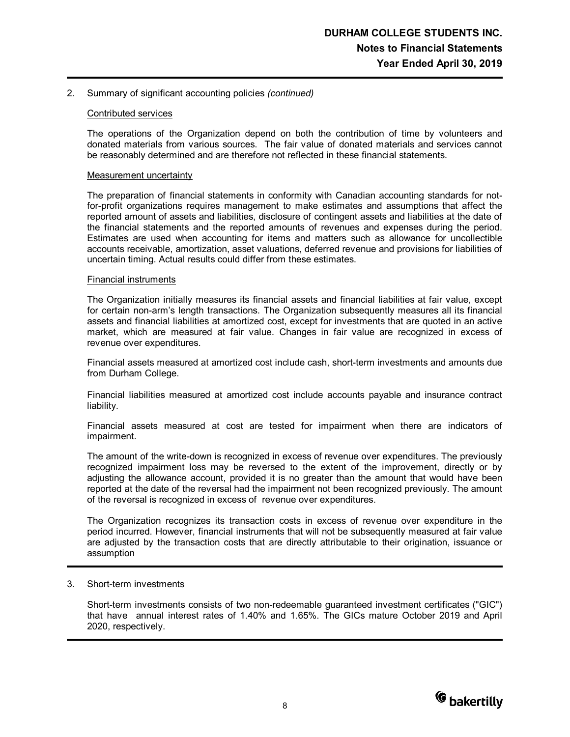2. Summary of significant accounting policies *(continued)*

Contributed services

The operations of the Organization depend on both the contribution of time by volunteers and donated materials from various sources. The fair value of donated materials and services cannot be reasonably determined and are therefore not reflected in these financial statements.

Measurement uncertainty

The preparation of financial statements in conformity with Canadian accounting standards for not-for-profit organizations requires management to make estimates and assumptions that affect the reported amount of assets and liabilities, disclosure of contingent assets and liabilities at the date of the financial statements and the reported amounts of revenues and expenses during the period. Estimates are used when accounting for items and matters such as allowance for uncollectible accounts receivable, amortization, asset valuations, deferred revenue and provisions for liabilities of uncertain timing. Actual results could differ from these estimates.

Financial instruments

The Organization initially measures its financial assets and financial liabilities at fair value, except for certain non-arm's length transactions. The Organization subsequently measures all its financial assets and financial liabilities at amortized cost, except for investments that are quoted in an active market, which are measured at fair value. Changes in fair value are recognized in excess of revenue over expenditures.

Financial assets measured at amortized cost include cash, short-term investments and amounts due from Durham College.

Financial liabilities measured at amortized cost include accounts payable and insurance contract liability.

Financial assets measured at cost are tested for impairment when there are indicators of impairment.

The amount of the write-down is recognized in excess of revenue over expenditures. The previously recognized impairment loss may be reversed to the extent of the improvement, directly or by adjusting the allowance account, provided it is no greater than the amount that would have been reported at the date of the reversal had the impairment not been recognized previously. The amount of the reversal is recognized in excess of revenue over expenditures.

The Organization recognizes its transaction costs in excess of revenue over expenditure in the period incurred. However, financial instruments that will not be subsequently measured at fair value are adjusted by the transaction costs that are directly attributable to their origination, issuance or assumption

3. Short-term investments

Short-term investments consists of two non-redeemable guaranteed investment certificates ("GIC") that have annual interest rates of 1.40% and 1.65%. The GICs mature October 2019 and April 2020, respectively.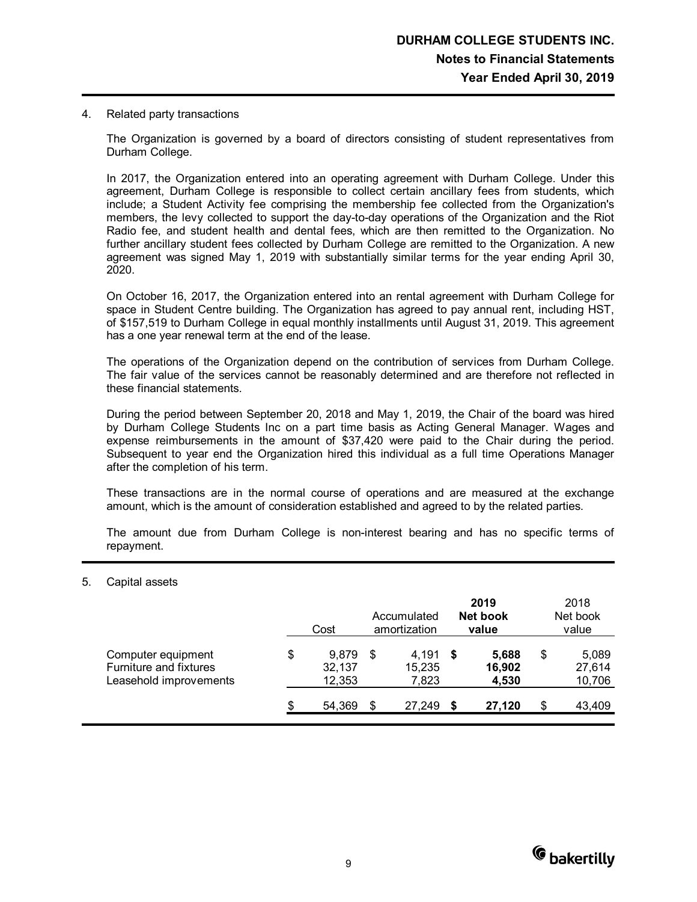4. Related party transactions

The Organization is governed by a board of directors consisting of student representatives from Durham College.

In 2017, the Organization entered into an operating agreement with Durham College. Under this agreement, Durham College is responsible to collect certain ancillary fees from students, which include; a Student Activity fee comprising the membership fee collected from the Organization's members, the levy collected to support the day-to-day operations of the Organization and the Riot Radio fee, and student health and dental fees, which are then remitted to the Organization. No further ancillary student fees collected by Durham College are remitted to the Organization. A new agreement was signed May 1, 2019 with substantially similar terms for the year ending April 30, 2020.

On October 16, 2017, the Organization entered into an rental agreement with Durham College for space in Student Centre building. The Organization has agreed to pay annual rent, including HST, of $157,519 to Durham College in equal monthly installments until August 31, 2019. This agreement has a one year renewal term at the end of the lease.

The operations of the Organization depend on the contribution of services from Durham College. The fair value of the services cannot be reasonably determined and are therefore not reflected in these financial statements.

During the period between September 20, 2018 and May 1, 2019, the Chair of the board was hired by Durham College Students Inc on a part time basis as Acting General Manager. Wages and expense reimbursements in the amount of $37,420 were paid to the Chair during the period. Subsequent to year end the Organization hired this individual as a full time Operations Manager after the completion of his term.

These transactions are in the normal course of operations and are measured at the exchange amount, which is the amount of consideration established and agreed to by the related parties.

The amount due from Durham College is non-interest bearing and has no specific terms of repayment.

5. Capital assets

| | Cost | Accumulated amortization | **2019 Net book value** | 2018 Net book value |
|---|---|---|---|---|
| Computer equipment | $ 9,879 | $ 4,191 | **$ 5,688** | $ 5,089 |
| Furniture and fixtures | 32,137 | 15,235 | **16,902** | 27,614 |
| Leasehold improvements | 12,353 | 7,823 | **4,530** | 10,706 |
| | $ 54,369 | $ 27,249 | **$ 27,120** | $ 43,409 |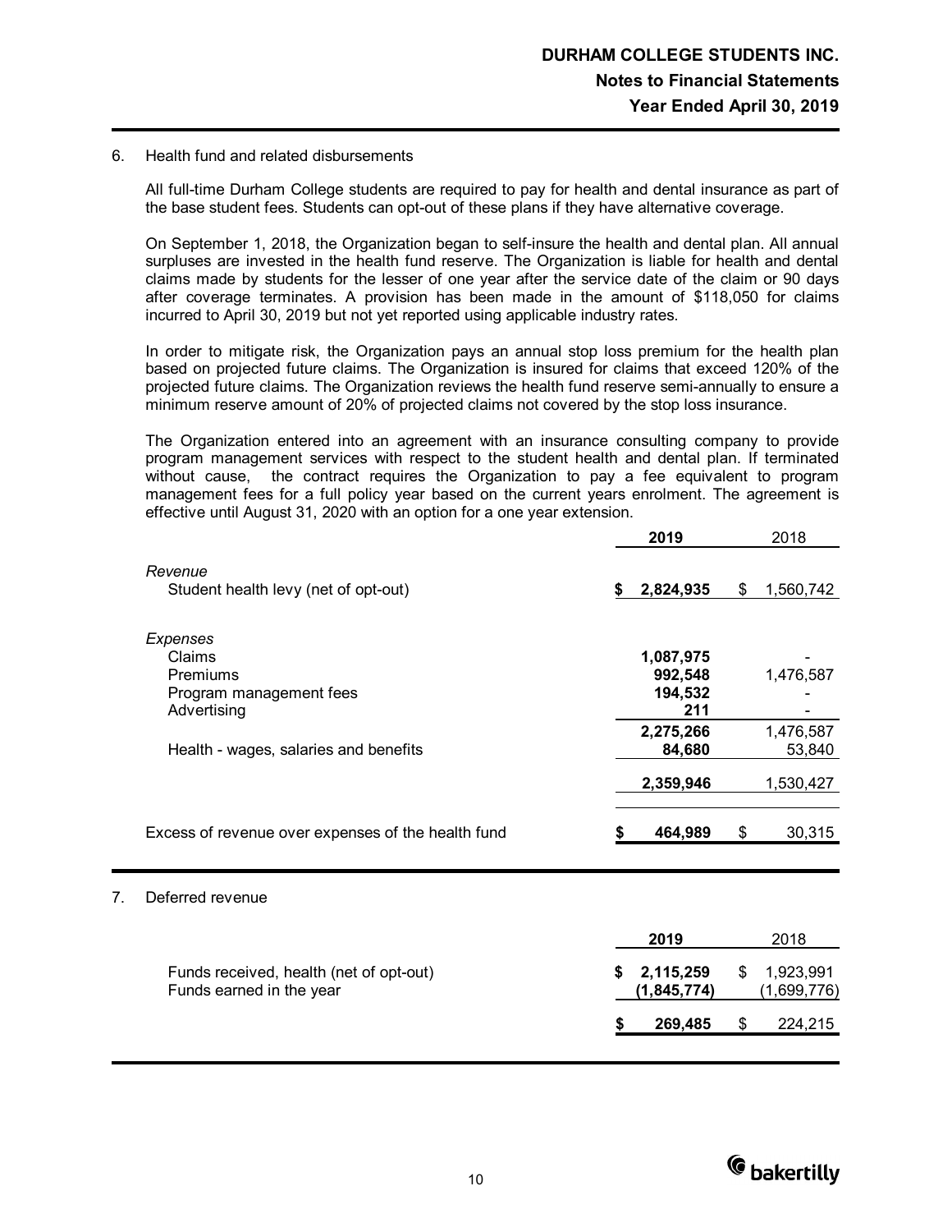## 6. Health fund and related disbursements

All full-time Durham College students are required to pay for health and dental insurance as part of the base student fees. Students can opt-out of these plans if they have alternative coverage.

On September 1, 2018, the Organization began to self-insure the health and dental plan. All annual surpluses are invested in the health fund reserve. The Organization is liable for health and dental claims made by students for the lesser of one year after the service date of the claim or 90 days after coverage terminates. A provision has been made in the amount of $118,050 for claims incurred to April 30, 2019 but not yet reported using applicable industry rates.

In order to mitigate risk, the Organization pays an annual stop loss premium for the health plan based on projected future claims. The Organization is insured for claims that exceed 120% of the projected future claims. The Organization reviews the health fund reserve semi-annually to ensure a minimum reserve amount of 20% of projected claims not covered by the stop loss insurance.

The Organization entered into an agreement with an insurance consulting company to provide program management services with respect to the student health and dental plan. If terminated without cause, the contract requires the Organization to pay a fee equivalent to program management fees for a full policy year based on the current years enrolment. The agreement is effective until August 31, 2020 with an option for a one year extension.

| | **2019** | 2018 |
|---|---|---|
| *Revenue* | | |
| Student health levy (net of opt-out) | **$ 2,824,935** | $ 1,560,742 |
| *Expenses* | | |
| Claims | **1,087,975** | - |
| Premiums | **992,548** | 1,476,587 |
| Program management fees | **194,532** | - |
| Advertising | **211** | - |
| | **2,275,266** | 1,476,587 |
| Health - wages, salaries and benefits | **84,680** | 53,840 |
| | **2,359,946** | 1,530,427 |
| Excess of revenue over expenses of the health fund | **$ 464,989** | $ 30,315 |

## 7. Deferred revenue

| | **2019** | 2018 |
|---|---|---|
| Funds received, health (net of opt-out) | **$ 2,115,259** | $ 1,923,991 |
| Funds earned in the year | **(1,845,774)** | (1,699,776) |
| | **$ 269,485** | $ 224,215 |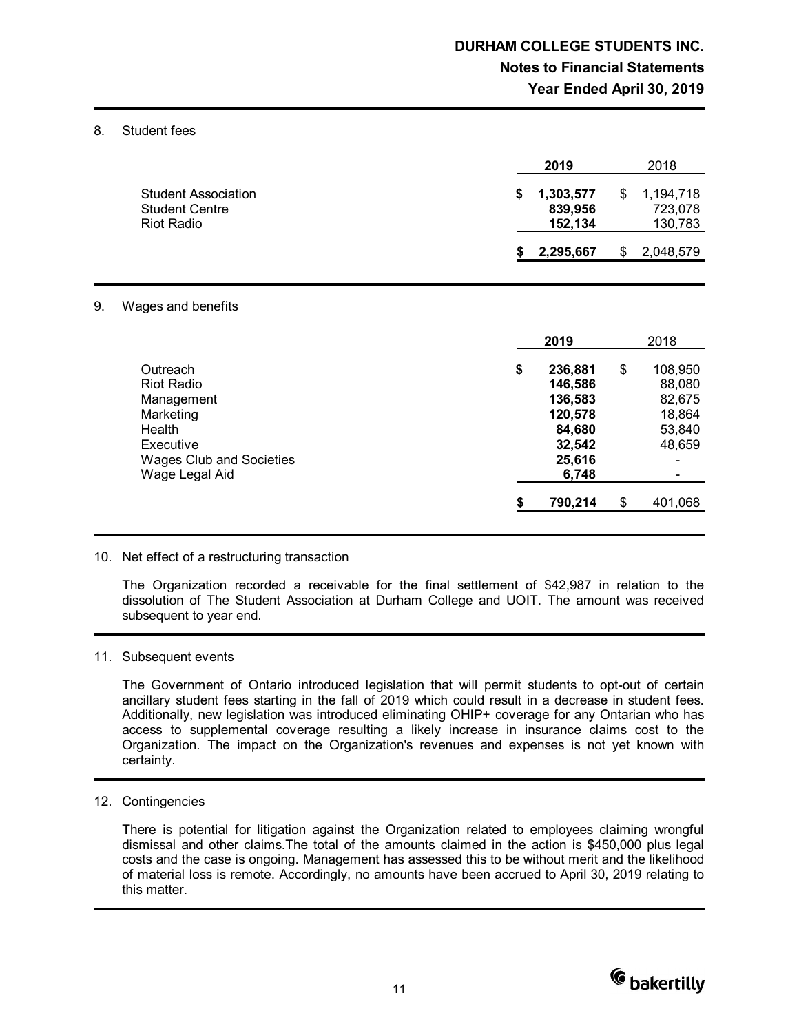## 8. Student fees

| | 2019 | 2018 |
|---|---|---|
| Student Association | **$ 1,303,577** | $ 1,194,718 |
| Student Centre | **839,956** | 723,078 |
| Riot Radio | **152,134** | 130,783 |
| | **$ 2,295,667** | $ 2,048,579 |

## 9. Wages and benefits

| | 2019 | 2018 |
|---|---|---|
| Outreach | **$ 236,881** | $ 108,950 |
| Riot Radio | **146,586** | 88,080 |
| Management | **136,583** | 82,675 |
| Marketing | **120,578** | 18,864 |
| Health | **84,680** | 53,840 |
| Executive | **32,542** | 48,659 |
| Wages Club and Societies | **25,616** | - |
| Wage Legal Aid | **6,748** | - |
| | **$ 790,214** | $ 401,068 |

## 10. Net effect of a restructuring transaction

The Organization recorded a receivable for the final settlement of $42,987 in relation to the dissolution of The Student Association at Durham College and UOIT. The amount was received subsequent to year end.

## 11. Subsequent events

The Government of Ontario introduced legislation that will permit students to opt-out of certain ancillary student fees starting in the fall of 2019 which could result in a decrease in student fees. Additionally, new legislation was introduced eliminating OHIP+ coverage for any Ontarian who has access to supplemental coverage resulting a likely increase in insurance claims cost to the Organization. The impact on the Organization's revenues and expenses is not yet known with certainty.

## 12. Contingencies

There is potential for litigation against the Organization related to employees claiming wrongful dismissal and other claims.The total of the amounts claimed in the action is $450,000 plus legal costs and the case is ongoing. Management has assessed this to be without merit and the likelihood of material loss is remote. Accordingly, no amounts have been accrued to April 30, 2019 relating to this matter.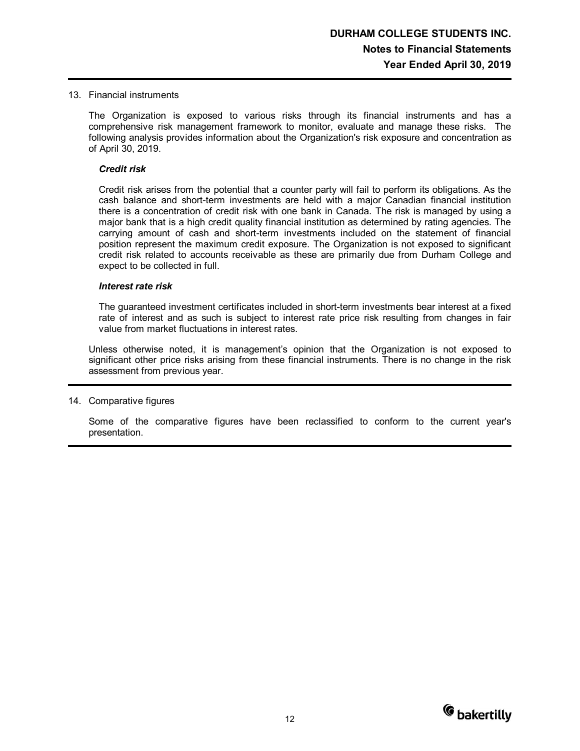13. Financial instruments

The Organization is exposed to various risks through its financial instruments and has a comprehensive risk management framework to monitor, evaluate and manage these risks. The following analysis provides information about the Organization's risk exposure and concentration as of April 30, 2019.

***Credit risk***

Credit risk arises from the potential that a counter party will fail to perform its obligations. As the cash balance and short-term investments are held with a major Canadian financial institution there is a concentration of credit risk with one bank in Canada. The risk is managed by using a major bank that is a high credit quality financial institution as determined by rating agencies. The carrying amount of cash and short-term investments included on the statement of financial position represent the maximum credit exposure. The Organization is not exposed to significant credit risk related to accounts receivable as these are primarily due from Durham College and expect to be collected in full.

***Interest rate risk***

The guaranteed investment certificates included in short-term investments bear interest at a fixed rate of interest and as such is subject to interest rate price risk resulting from changes in fair value from market fluctuations in interest rates.

Unless otherwise noted, it is management's opinion that the Organization is not exposed to significant other price risks arising from these financial instruments. There is no change in the risk assessment from previous year.

14. Comparative figures

Some of the comparative figures have been reclassified to conform to the current year's presentation.